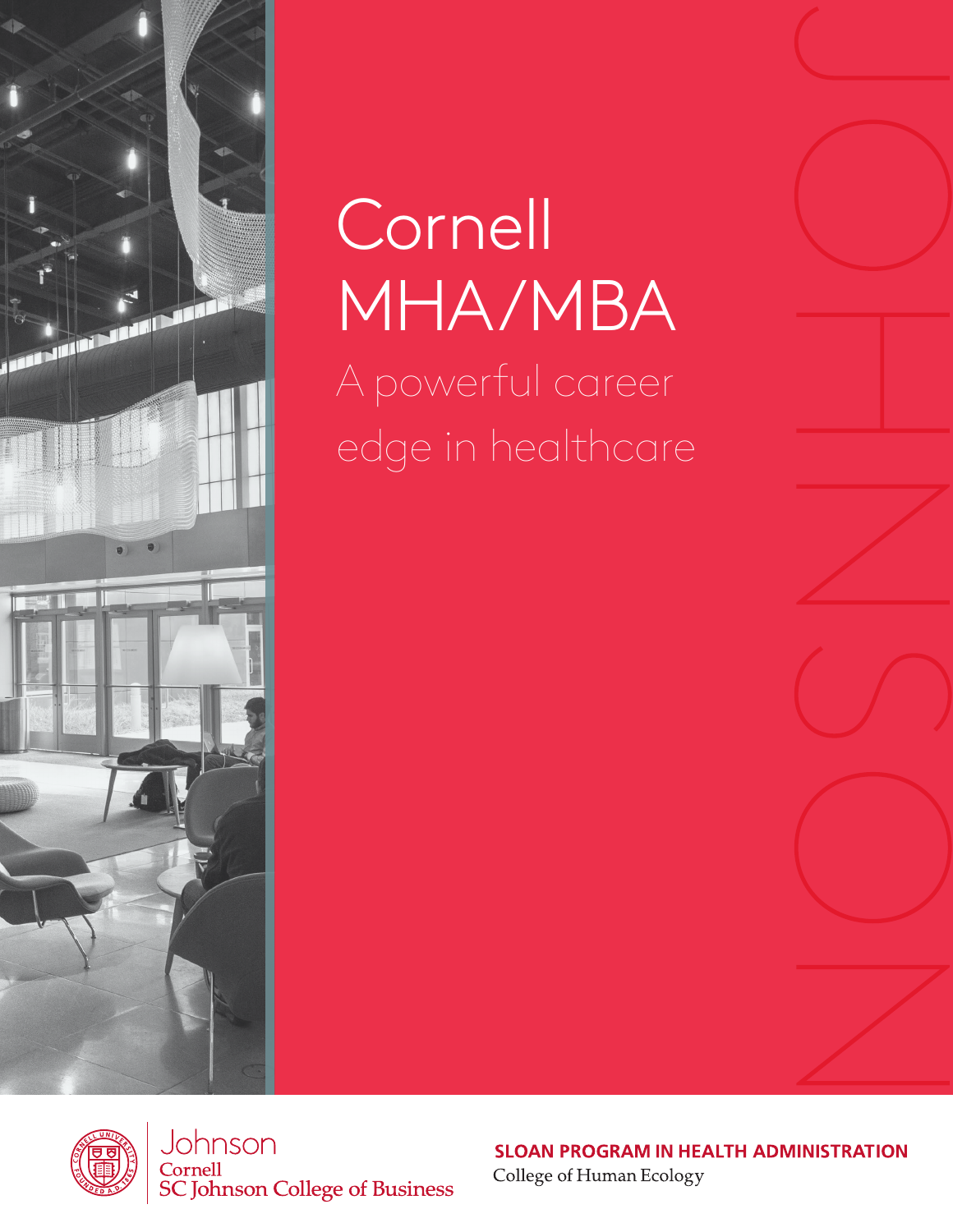# Cornell MHA/MBA

## A powerful career edge in healthcare

JOHNSON

Johnson
Cornell
SC Johnson College of Business

**SLOAN PROGRAM IN HEALTH ADMINISTRATION**
College of Human Ecology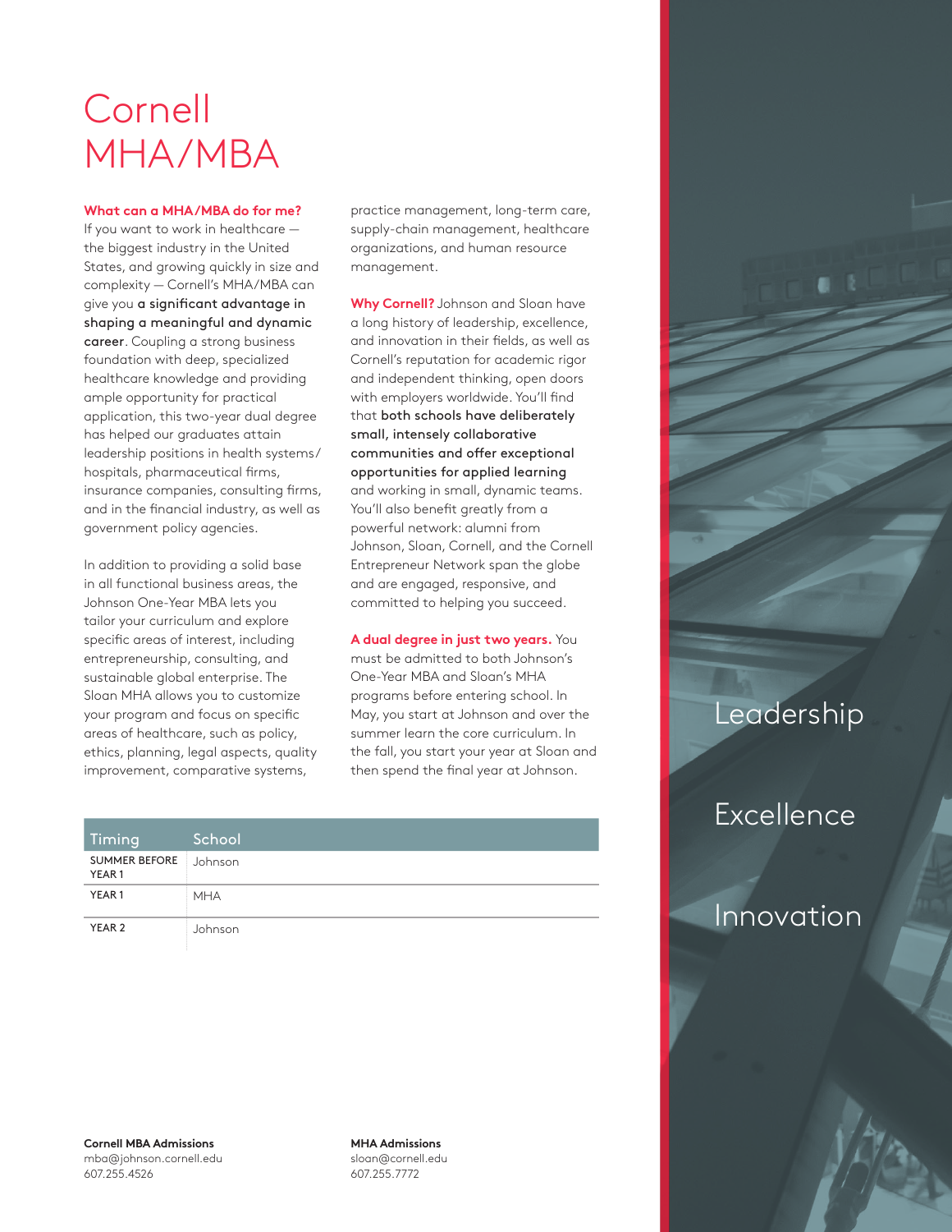# Cornell MHA/MBA

**What can a MHA/MBA do for me?** If you want to work in healthcare — the biggest industry in the United States, and growing quickly in size and complexity — Cornell's MHA/MBA can give you **a significant advantage in shaping a meaningful and dynamic career**. Coupling a strong business foundation with deep, specialized healthcare knowledge and providing ample opportunity for practical application, this two-year dual degree has helped our graduates attain leadership positions in health systems/hospitals, pharmaceutical firms, insurance companies, consulting firms, and in the financial industry, as well as government policy agencies.

In addition to providing a solid base in all functional business areas, the Johnson One-Year MBA lets you tailor your curriculum and explore specific areas of interest, including entrepreneurship, consulting, and sustainable global enterprise. The Sloan MHA allows you to customize your program and focus on specific areas of healthcare, such as policy, ethics, planning, legal aspects, quality improvement, comparative systems, practice management, long-term care, supply-chain management, healthcare organizations, and human resource management.

**Why Cornell?** Johnson and Sloan have a long history of leadership, excellence, and innovation in their fields, as well as Cornell's reputation for academic rigor and independent thinking, open doors with employers worldwide. You'll find that **both schools have deliberately small, intensely collaborative communities and offer exceptional opportunities for applied learning** and working in small, dynamic teams. You'll also benefit greatly from a powerful network: alumni from Johnson, Sloan, Cornell, and the Cornell Entrepreneur Network span the globe and are engaged, responsive, and committed to helping you succeed.

**A dual degree in just two years.** You must be admitted to both Johnson's One-Year MBA and Sloan's MHA programs before entering school. In May, you start at Johnson and over the summer learn the core curriculum. In the fall, you start your year at Sloan and then spend the final year at Johnson.

| Timing | School |
|---|---|
| SUMMER BEFORE YEAR 1 | Johnson |
| YEAR 1 | MHA |
| YEAR 2 | Johnson |

Leadership

Excellence

Innovation

**Cornell MBA Admissions**
mba@johnson.cornell.edu
607.255.4526

**MHA Admissions**
sloan@cornell.edu
607.255.7772